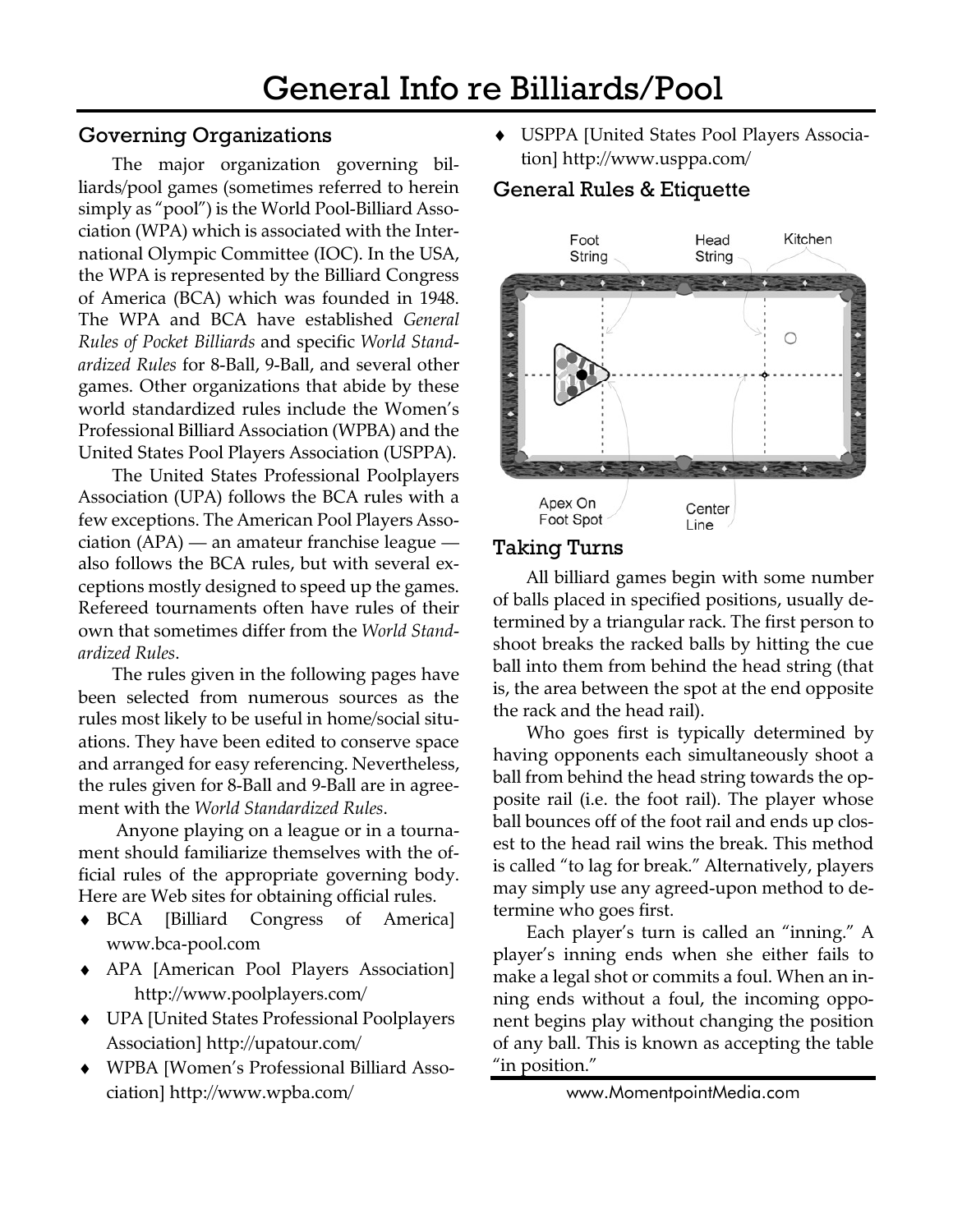# General Info re Billiards/Pool

## Governing Organizations

The major organization governing billiards/pool games (sometimes referred to herein simply as "pool") is the World Pool-Billiard Association (WPA) which is associated with the International Olympic Committee (IOC). In the USA, the WPA is represented by the Billiard Congress of America (BCA) which was founded in 1948. The WPA and BCA have established *General Rules of Pocket Billiards* and specific *World Standardized Rules* for 8-Ball, 9-Ball, and several other games. Other organizations that abide by these world standardized rules include the Women's Professional Billiard Association (WPBA) and the United States Pool Players Association (USPPA).

The United States Professional Poolplayers Association (UPA) follows the BCA rules with a few exceptions. The American Pool Players Association (APA) — an amateur franchise league — also follows the BCA rules, but with several exceptions mostly designed to speed up the games. Refereed tournaments often have rules of their own that sometimes differ from the *World Standardized Rules*.

The rules given in the following pages have been selected from numerous sources as the rules most likely to be useful in home/social situations. They have been edited to conserve space and arranged for easy referencing. Nevertheless, the rules given for 8-Ball and 9-Ball are in agreement with the *World Standardized Rules*.

Anyone playing on a league or in a tournament should familiarize themselves with the official rules of the appropriate governing body. Here are Web sites for obtaining official rules.

- BCA [Billiard Congress of America] www.bca-pool.com
- APA [American Pool Players Association] http://www.poolplayers.com/
- UPA [United States Professional Poolplayers Association] http://upatour.com/
- WPBA [Women's Professional Billiard Association] http://www.wpba.com/
- USPPA [United States Pool Players Association] http://www.usppa.com/

## General Rules & Etiquette

Foot String — Head String — Kitchen — Apex On Foot Spot — Center Line

## Taking Turns

All billiard games begin with some number of balls placed in specified positions, usually determined by a triangular rack. The first person to shoot breaks the racked balls by hitting the cue ball into them from behind the head string (that is, the area between the spot at the end opposite the rack and the head rail).

Who goes first is typically determined by having opponents each simultaneously shoot a ball from behind the head string towards the opposite rail (i.e. the foot rail). The player whose ball bounces off of the foot rail and ends up closest to the head rail wins the break. This method is called "to lag for break." Alternatively, players may simply use any agreed-upon method to determine who goes first.

Each player's turn is called an "inning." A player's inning ends when she either fails to make a legal shot or commits a foul. When an inning ends without a foul, the incoming opponent begins play without changing the position of any ball. This is known as accepting the table "in position."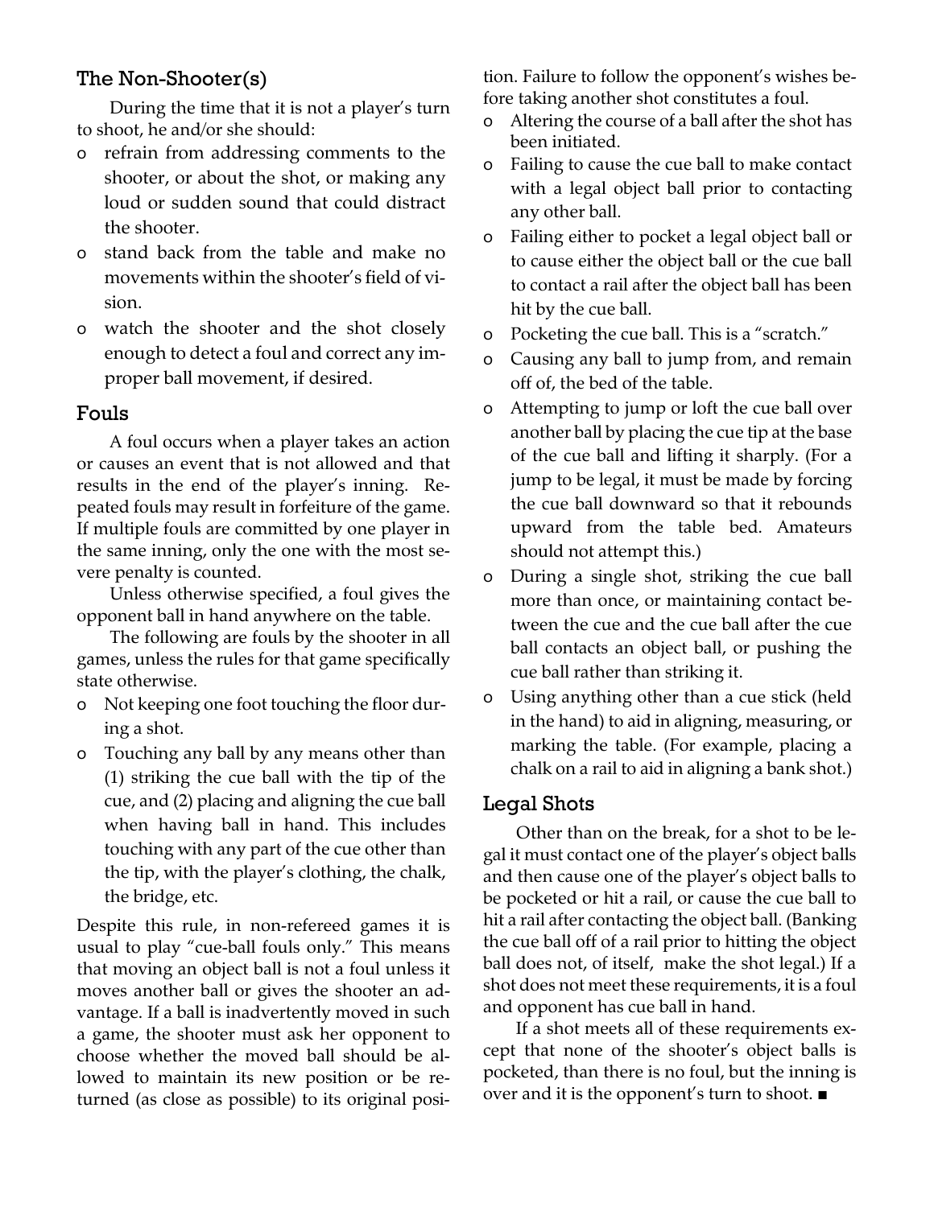## The Non-Shooter(s)

During the time that it is not a player's turn to shoot, he and/or she should:

- refrain from addressing comments to the shooter, or about the shot, or making any loud or sudden sound that could distract the shooter.
- stand back from the table and make no movements within the shooter's field of vision.
- watch the shooter and the shot closely enough to detect a foul and correct any improper ball movement, if desired.

## Fouls

A foul occurs when a player takes an action or causes an event that is not allowed and that results in the end of the player's inning. Repeated fouls may result in forfeiture of the game. If multiple fouls are committed by one player in the same inning, only the one with the most severe penalty is counted.

Unless otherwise specified, a foul gives the opponent ball in hand anywhere on the table.

The following are fouls by the shooter in all games, unless the rules for that game specifically state otherwise.

- Not keeping one foot touching the floor during a shot.
- Touching any ball by any means other than (1) striking the cue ball with the tip of the cue, and (2) placing and aligning the cue ball when having ball in hand. This includes touching with any part of the cue other than the tip, with the player's clothing, the chalk, the bridge, etc.

Despite this rule, in non-refereed games it is usual to play "cue-ball fouls only." This means that moving an object ball is not a foul unless it moves another ball or gives the shooter an advantage. If a ball is inadvertently moved in such a game, the shooter must ask her opponent to choose whether the moved ball should be allowed to maintain its new position or be returned (as close as possible) to its original position. Failure to follow the opponent's wishes before taking another shot constitutes a foul.

- Altering the course of a ball after the shot has been initiated.
- Failing to cause the cue ball to make contact with a legal object ball prior to contacting any other ball.
- Failing either to pocket a legal object ball or to cause either the object ball or the cue ball to contact a rail after the object ball has been hit by the cue ball.
- Pocketing the cue ball. This is a "scratch."
- Causing any ball to jump from, and remain off of, the bed of the table.
- Attempting to jump or loft the cue ball over another ball by placing the cue tip at the base of the cue ball and lifting it sharply. (For a jump to be legal, it must be made by forcing the cue ball downward so that it rebounds upward from the table bed. Amateurs should not attempt this.)
- During a single shot, striking the cue ball more than once, or maintaining contact between the cue and the cue ball after the cue ball contacts an object ball, or pushing the cue ball rather than striking it.
- Using anything other than a cue stick (held in the hand) to aid in aligning, measuring, or marking the table. (For example, placing a chalk on a rail to aid in aligning a bank shot.)

## Legal Shots

Other than on the break, for a shot to be legal it must contact one of the player's object balls and then cause one of the player's object balls to be pocketed or hit a rail, or cause the cue ball to hit a rail after contacting the object ball. (Banking the cue ball off of a rail prior to hitting the object ball does not, of itself, make the shot legal.) If a shot does not meet these requirements, it is a foul and opponent has cue ball in hand.

If a shot meets all of these requirements except that none of the shooter's object balls is pocketed, than there is no foul, but the inning is over and it is the opponent's turn to shoot. ■